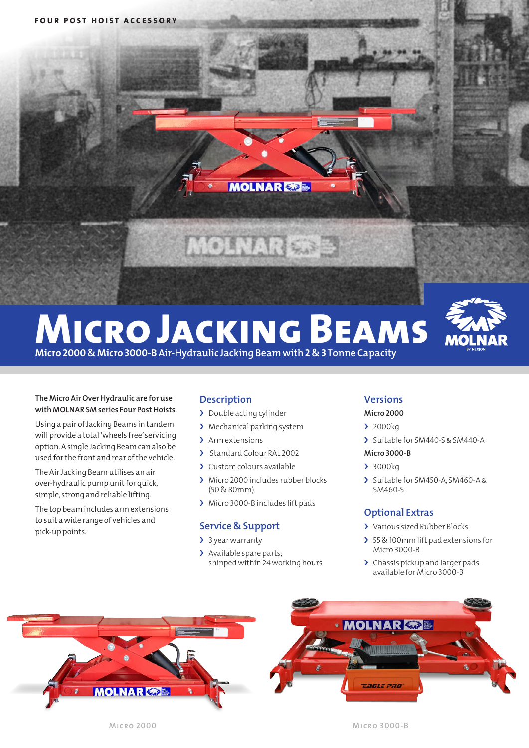FOUR POST HOIST ACCESSORY

# Micro Jacking Beams

**Micro 2000 & Micro 3000-B Air-Hydraulic Jacking Beam with 2 & 3 Tonne Capacity**

**The Micro Air Over Hydraulic are for use with MOLNAR SM series Four Post Hoists.**

Using a pair of Jacking Beams in tandem will provide a total 'wheels free' servicing option. A single Jacking Beam can also be used for the front and rear of the vehicle.

The Air Jacking Beam utilises an air over-hydraulic pump unit for quick, simple, strong and reliable lifting.

The top beam includes arm extensions to suit a wide range of vehicles and pick-up points.

## Description

- Double acting cylinder
- Mechanical parking system
- Arm extensions
- Standard Colour RAL 2002
- Custom colours available
- Micro 2000 includes rubber blocks (50 & 80mm)
- Micro 3000-B includes lift pads

## Service & Support

- 3 year warranty
- Available spare parts; shipped within 24 working hours

## Versions

**Micro 2000**

- 2000kg
- Suitable for SM440-S & SM440-A

**Micro 3000-B**

- 3000kg
- Suitable for SM450-A, SM460-A & SM460-S

## Optional Extras

- Various sized Rubber Blocks
- 55 & 100mm lift pad extensions for Micro 3000-B
- Chassis pickup and larger pads available for Micro 3000-B

Micro 2000

Micro 3000-B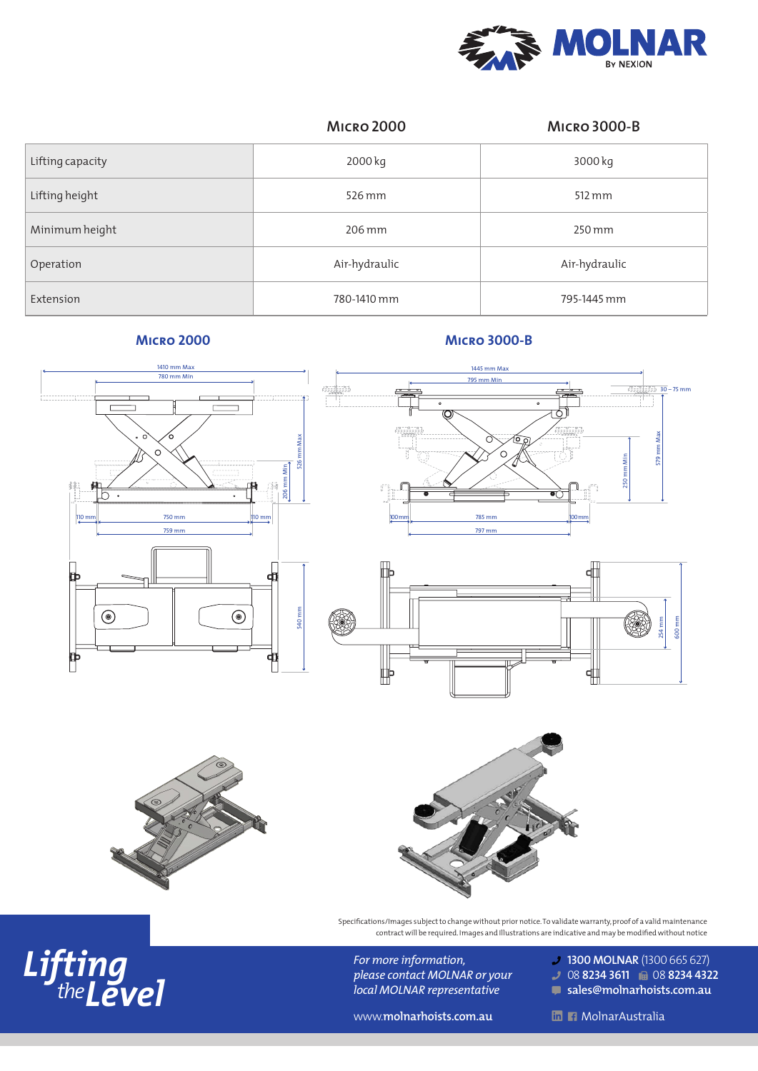| | Micro 2000 | Micro 3000-B |
|---|---|---|
| Lifting capacity | 2000 kg | 3000 kg |
| Lifting height | 526 mm | 512 mm |
| Minimum height | 206 mm | 250 mm |
| Operation | Air-hydraulic | Air-hydraulic |
| Extension | 780-1410 mm | 795-1445 mm |

## Micro 2000

1410 mm Max
780 mm Min
526 mm Max
206 mm Min
110 mm
750 mm
110 mm
759 mm
540 mm

## Micro 3000-B

1445 mm Max
795 mm Min
30 – 75 mm
579 mm Max
250 mm Min
100 mm
785 mm
100 mm
797 mm
254 mm
600 mm

Specifications/Images subject to change without prior notice. To validate warranty, proof of a valid maintenance contract will be required. Images and illustrations are indicative and may be modified without notice

*Lifting the Level*

*For more information, please contact MOLNAR or your local MOLNAR representative*

www.**molnarhoists.com.au**

**1300 MOLNAR** (1300 665 627)
08 **8234 3611** 08 **8234 4322**
**sales@molnarhoists.com.au**
MolnarAustralia